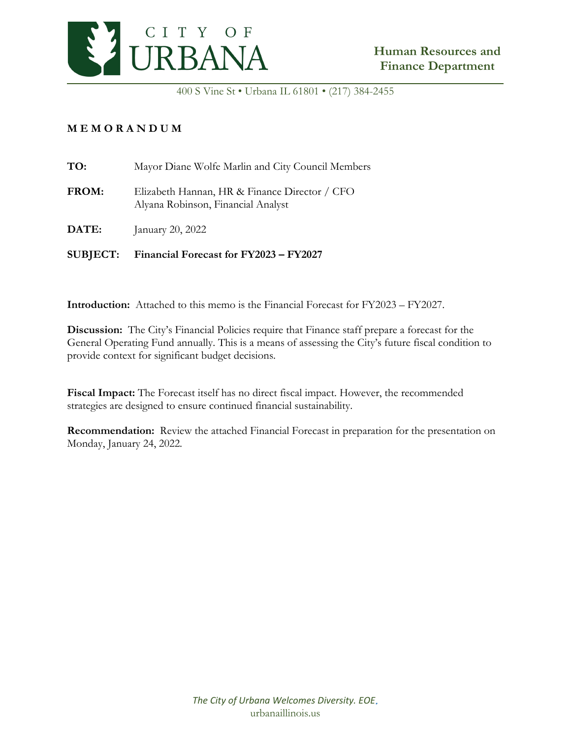# CITY OF URBANA

**Human Resources and Finance Department**

400 S Vine St • Urbana IL 61801 • (217) 384-2455

**M E M O R A N D U M**

**TO:** Mayor Diane Wolfe Marlin and City Council Members

**FROM:** Elizabeth Hannan, HR & Finance Director / CFO
Alyana Robinson, Financial Analyst

**DATE:** January 20, 2022

**SUBJECT: Financial Forecast for FY2023 – FY2027**

**Introduction:** Attached to this memo is the Financial Forecast for FY2023 – FY2027.

**Discussion:** The City's Financial Policies require that Finance staff prepare a forecast for the General Operating Fund annually. This is a means of assessing the City's future fiscal condition to provide context for significant budget decisions.

**Fiscal Impact:** The Forecast itself has no direct fiscal impact. However, the recommended strategies are designed to ensure continued financial sustainability.

**Recommendation:** Review the attached Financial Forecast in preparation for the presentation on Monday, January 24, 2022.

*The City of Urbana Welcomes Diversity. EOE.*
urbanaillinois.us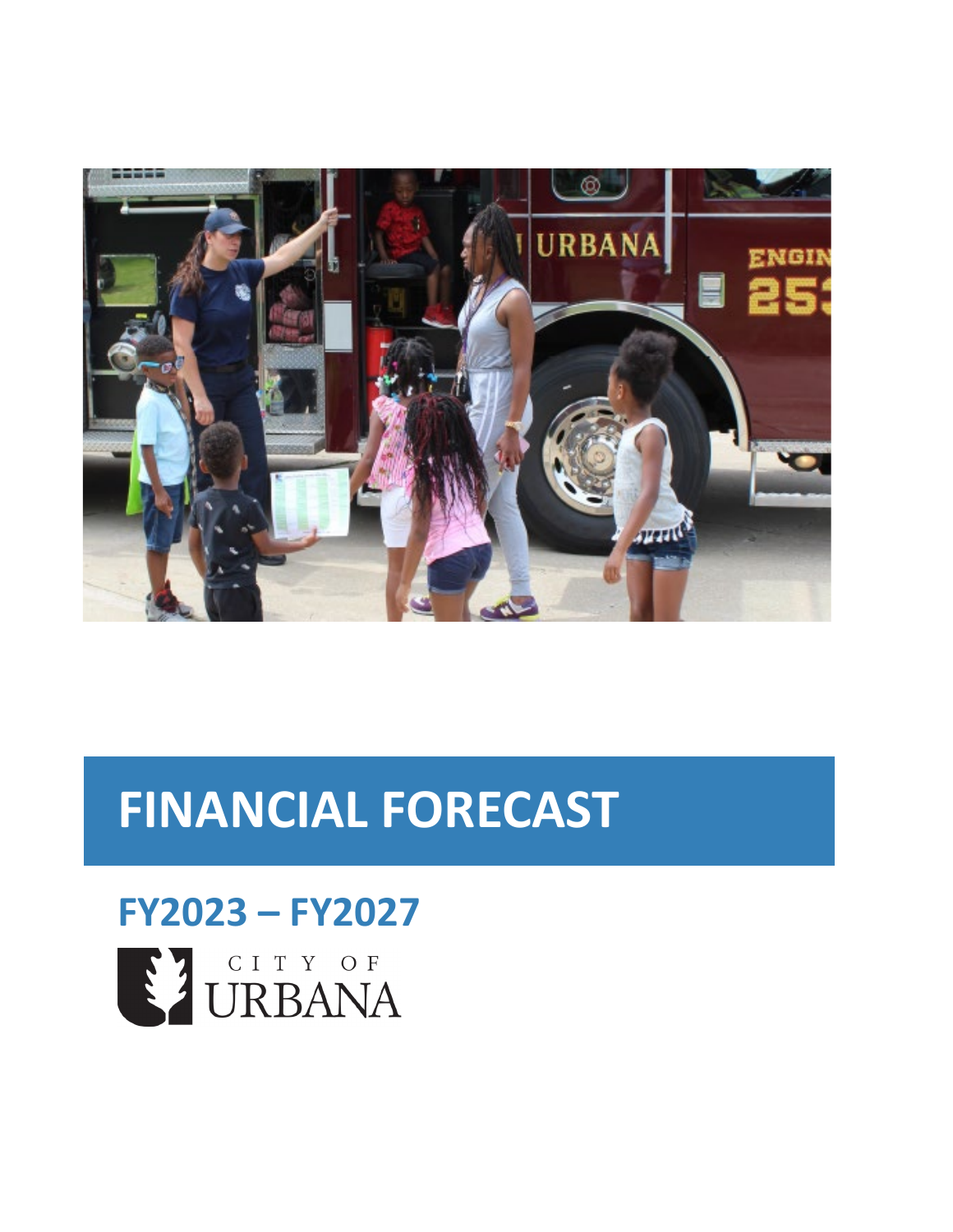# FINANCIAL FORECAST

## FY2023 – FY2027

CITY OF URBANA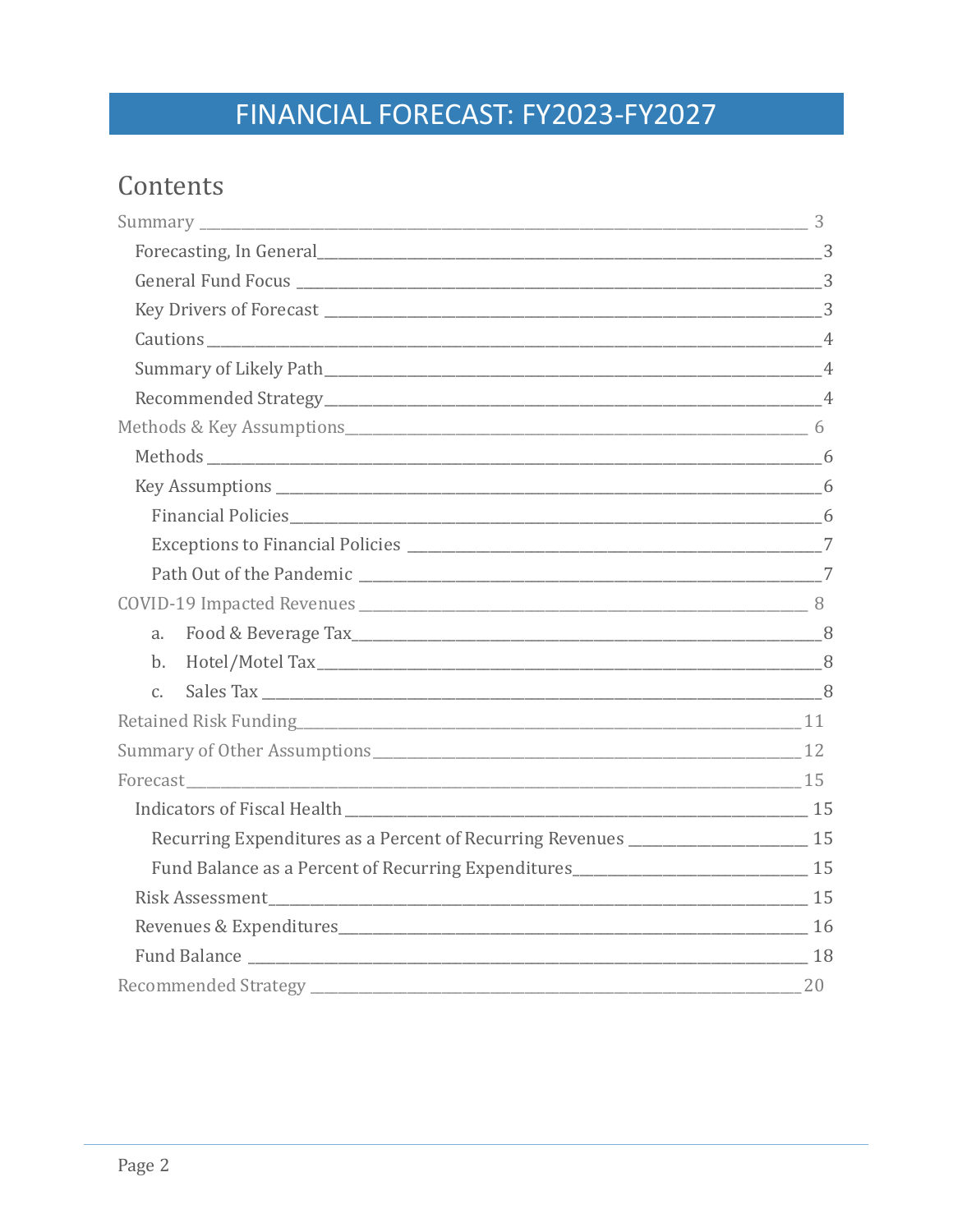# FINANCIAL FORECAST: FY2023-FY2027

## Contents

- Summary — 3
  - Forecasting, In General — 3
  - General Fund Focus — 3
  - Key Drivers of Forecast — 3
  - Cautions — 4
  - Summary of Likely Path — 4
  - Recommended Strategy — 4
- Methods & Key Assumptions — 6
  - Methods — 6
  - Key Assumptions — 6
    - Financial Policies — 6
    - Exceptions to Financial Policies — 7
    - Path Out of the Pandemic — 7
- COVID-19 Impacted Revenues — 8
  - a. Food & Beverage Tax — 8
  - b. Hotel/Motel Tax — 8
  - c. Sales Tax — 8
- Retained Risk Funding — 11
- Summary of Other Assumptions — 12
- Forecast — 15
  - Indicators of Fiscal Health — 15
    - Recurring Expenditures as a Percent of Recurring Revenues — 15
    - Fund Balance as a Percent of Recurring Expenditures — 15
  - Risk Assessment — 15
  - Revenues & Expenditures — 16
  - Fund Balance — 18
- Recommended Strategy — 20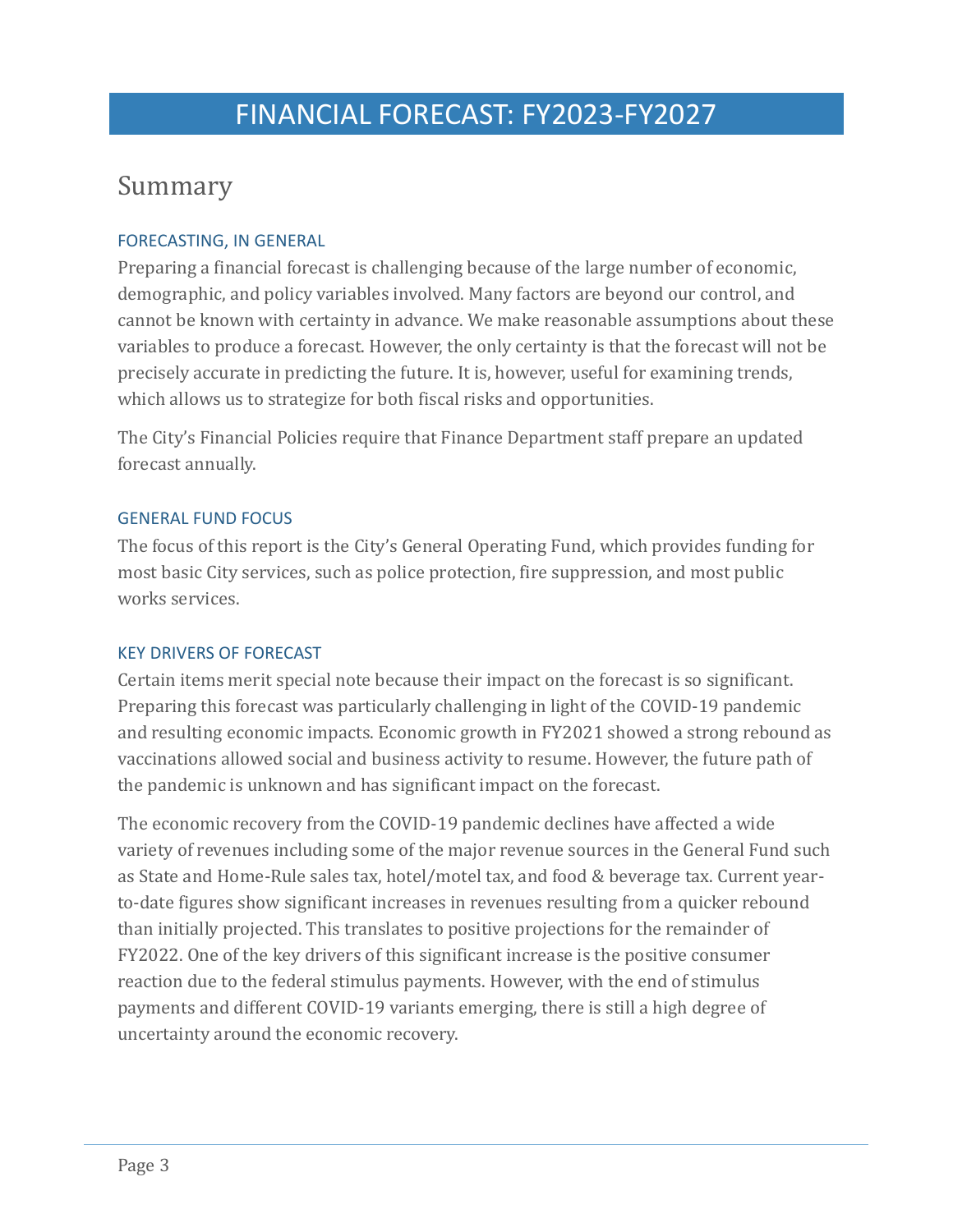# FINANCIAL FORECAST: FY2023-FY2027

## Summary

### FORECASTING, IN GENERAL

Preparing a financial forecast is challenging because of the large number of economic, demographic, and policy variables involved. Many factors are beyond our control, and cannot be known with certainty in advance. We make reasonable assumptions about these variables to produce a forecast. However, the only certainty is that the forecast will not be precisely accurate in predicting the future. It is, however, useful for examining trends, which allows us to strategize for both fiscal risks and opportunities.

The City's Financial Policies require that Finance Department staff prepare an updated forecast annually.

### GENERAL FUND FOCUS

The focus of this report is the City's General Operating Fund, which provides funding for most basic City services, such as police protection, fire suppression, and most public works services.

### KEY DRIVERS OF FORECAST

Certain items merit special note because their impact on the forecast is so significant. Preparing this forecast was particularly challenging in light of the COVID-19 pandemic and resulting economic impacts. Economic growth in FY2021 showed a strong rebound as vaccinations allowed social and business activity to resume. However, the future path of the pandemic is unknown and has significant impact on the forecast.

The economic recovery from the COVID-19 pandemic declines have affected a wide variety of revenues including some of the major revenue sources in the General Fund such as State and Home-Rule sales tax, hotel/motel tax, and food & beverage tax. Current year-to-date figures show significant increases in revenues resulting from a quicker rebound than initially projected. This translates to positive projections for the remainder of FY2022. One of the key drivers of this significant increase is the positive consumer reaction due to the federal stimulus payments. However, with the end of stimulus payments and different COVID-19 variants emerging, there is still a high degree of uncertainty around the economic recovery.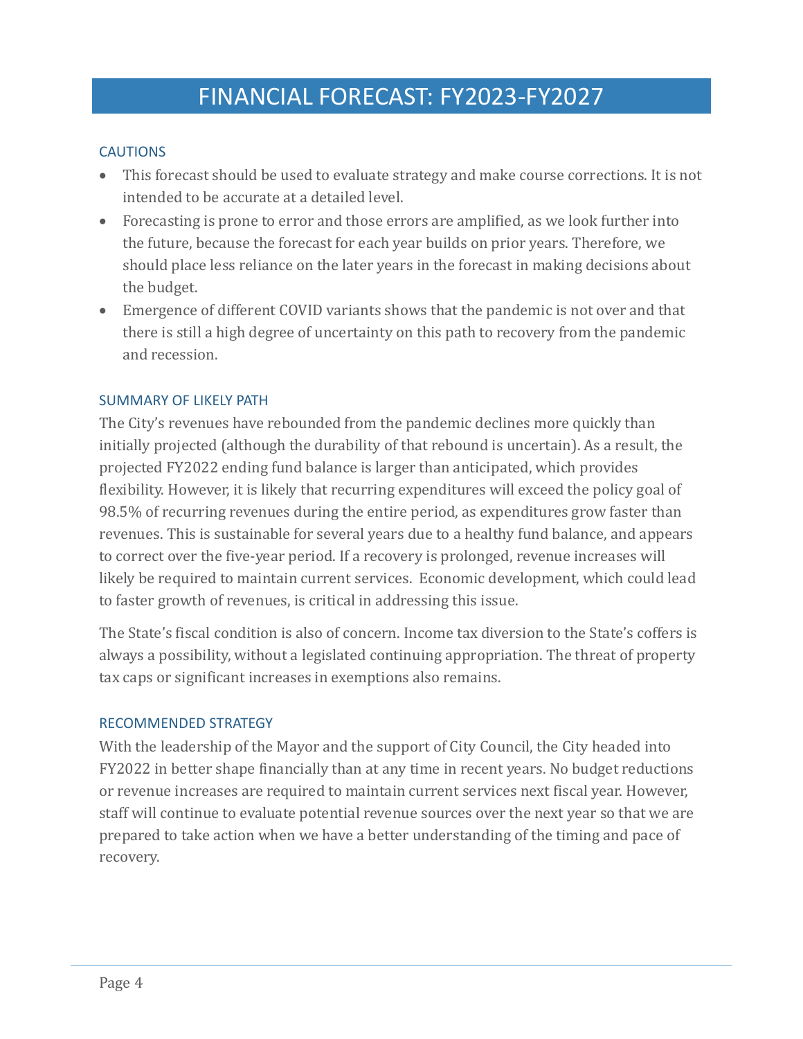# FINANCIAL FORECAST: FY2023-FY2027

## CAUTIONS

- This forecast should be used to evaluate strategy and make course corrections. It is not intended to be accurate at a detailed level.
- Forecasting is prone to error and those errors are amplified, as we look further into the future, because the forecast for each year builds on prior years. Therefore, we should place less reliance on the later years in the forecast in making decisions about the budget.
- Emergence of different COVID variants shows that the pandemic is not over and that there is still a high degree of uncertainty on this path to recovery from the pandemic and recession.

## SUMMARY OF LIKELY PATH

The City's revenues have rebounded from the pandemic declines more quickly than initially projected (although the durability of that rebound is uncertain). As a result, the projected FY2022 ending fund balance is larger than anticipated, which provides flexibility. However, it is likely that recurring expenditures will exceed the policy goal of 98.5% of recurring revenues during the entire period, as expenditures grow faster than revenues. This is sustainable for several years due to a healthy fund balance, and appears to correct over the five-year period. If a recovery is prolonged, revenue increases will likely be required to maintain current services. Economic development, which could lead to faster growth of revenues, is critical in addressing this issue.

The State's fiscal condition is also of concern. Income tax diversion to the State's coffers is always a possibility, without a legislated continuing appropriation. The threat of property tax caps or significant increases in exemptions also remains.

## RECOMMENDED STRATEGY

With the leadership of the Mayor and the support of City Council, the City headed into FY2022 in better shape financially than at any time in recent years. No budget reductions or revenue increases are required to maintain current services next fiscal year. However, staff will continue to evaluate potential revenue sources over the next year so that we are prepared to take action when we have a better understanding of the timing and pace of recovery.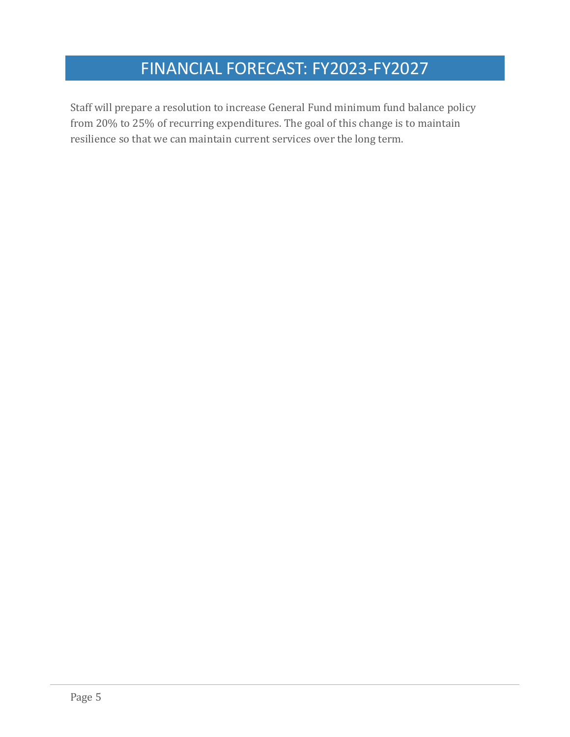# FINANCIAL FORECAST: FY2023-FY2027

Staff will prepare a resolution to increase General Fund minimum fund balance policy from 20% to 25% of recurring expenditures. The goal of this change is to maintain resilience so that we can maintain current services over the long term.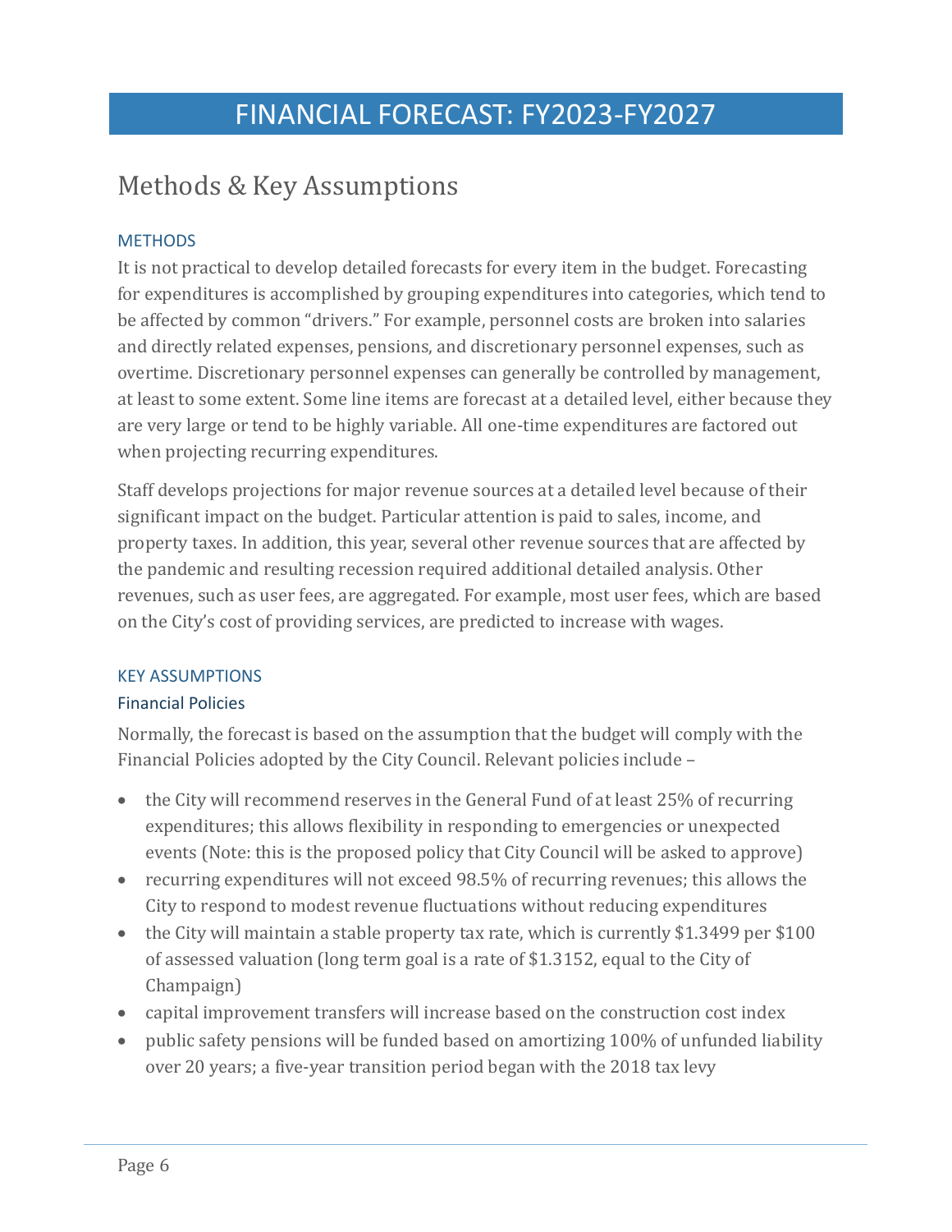# FINANCIAL FORECAST: FY2023-FY2027

## Methods & Key Assumptions

### METHODS

It is not practical to develop detailed forecasts for every item in the budget. Forecasting for expenditures is accomplished by grouping expenditures into categories, which tend to be affected by common "drivers." For example, personnel costs are broken into salaries and directly related expenses, pensions, and discretionary personnel expenses, such as overtime. Discretionary personnel expenses can generally be controlled by management, at least to some extent. Some line items are forecast at a detailed level, either because they are very large or tend to be highly variable. All one-time expenditures are factored out when projecting recurring expenditures.

Staff develops projections for major revenue sources at a detailed level because of their significant impact on the budget. Particular attention is paid to sales, income, and property taxes. In addition, this year, several other revenue sources that are affected by the pandemic and resulting recession required additional detailed analysis. Other revenues, such as user fees, are aggregated. For example, most user fees, which are based on the City's cost of providing services, are predicted to increase with wages.

### KEY ASSUMPTIONS

#### Financial Policies

Normally, the forecast is based on the assumption that the budget will comply with the Financial Policies adopted by the City Council. Relevant policies include –

- the City will recommend reserves in the General Fund of at least 25% of recurring expenditures; this allows flexibility in responding to emergencies or unexpected events (Note: this is the proposed policy that City Council will be asked to approve)
- recurring expenditures will not exceed 98.5% of recurring revenues; this allows the City to respond to modest revenue fluctuations without reducing expenditures
- the City will maintain a stable property tax rate, which is currently $1.3499 per $100 of assessed valuation (long term goal is a rate of $1.3152, equal to the City of Champaign)
- capital improvement transfers will increase based on the construction cost index
- public safety pensions will be funded based on amortizing 100% of unfunded liability over 20 years; a five-year transition period began with the 2018 tax levy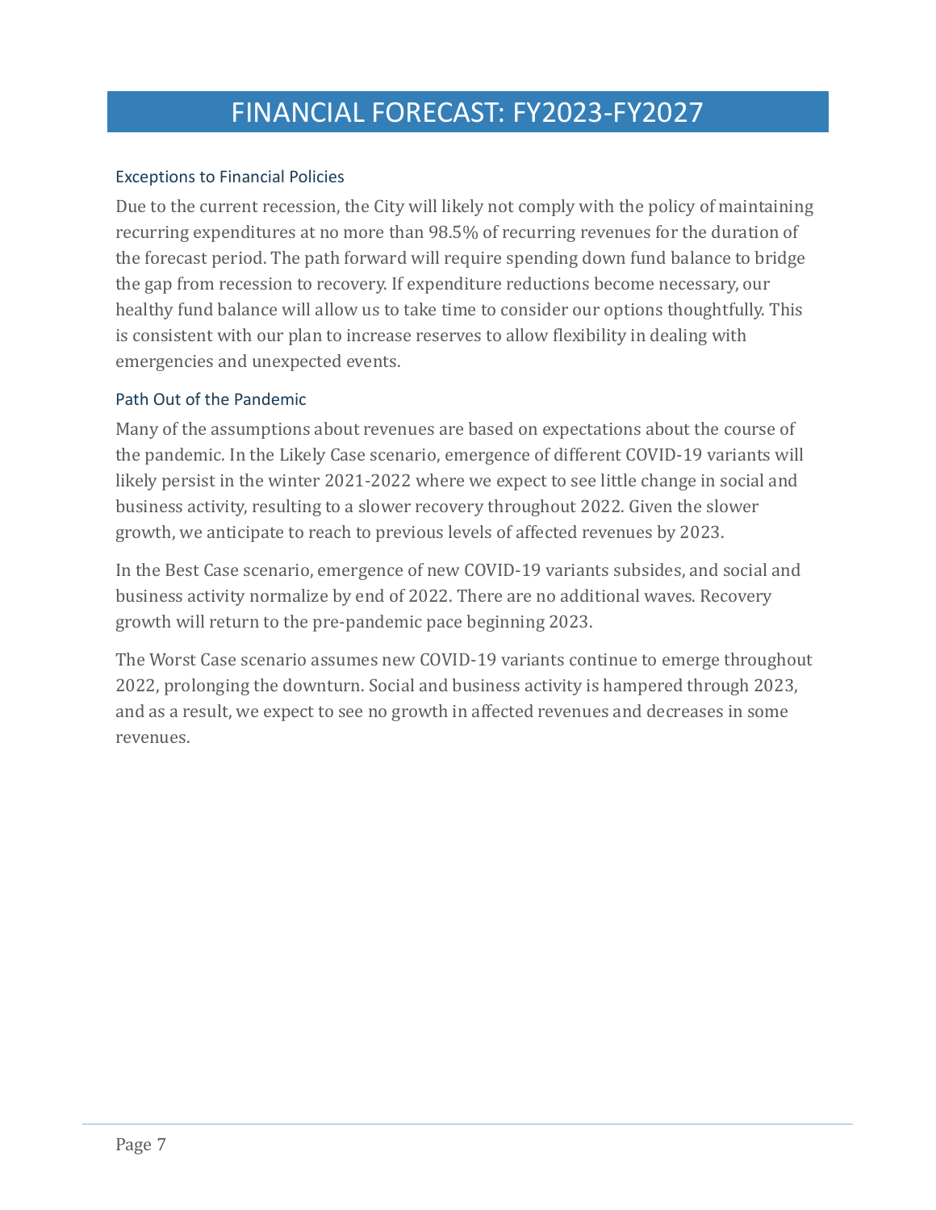# FINANCIAL FORECAST: FY2023-FY2027

## Exceptions to Financial Policies

Due to the current recession, the City will likely not comply with the policy of maintaining recurring expenditures at no more than 98.5% of recurring revenues for the duration of the forecast period. The path forward will require spending down fund balance to bridge the gap from recession to recovery. If expenditure reductions become necessary, our healthy fund balance will allow us to take time to consider our options thoughtfully. This is consistent with our plan to increase reserves to allow flexibility in dealing with emergencies and unexpected events.

## Path Out of the Pandemic

Many of the assumptions about revenues are based on expectations about the course of the pandemic. In the Likely Case scenario, emergence of different COVID-19 variants will likely persist in the winter 2021-2022 where we expect to see little change in social and business activity, resulting to a slower recovery throughout 2022. Given the slower growth, we anticipate to reach to previous levels of affected revenues by 2023.

In the Best Case scenario, emergence of new COVID-19 variants subsides, and social and business activity normalize by end of 2022. There are no additional waves. Recovery growth will return to the pre-pandemic pace beginning 2023.

The Worst Case scenario assumes new COVID-19 variants continue to emerge throughout 2022, prolonging the downturn. Social and business activity is hampered through 2023, and as a result, we expect to see no growth in affected revenues and decreases in some revenues.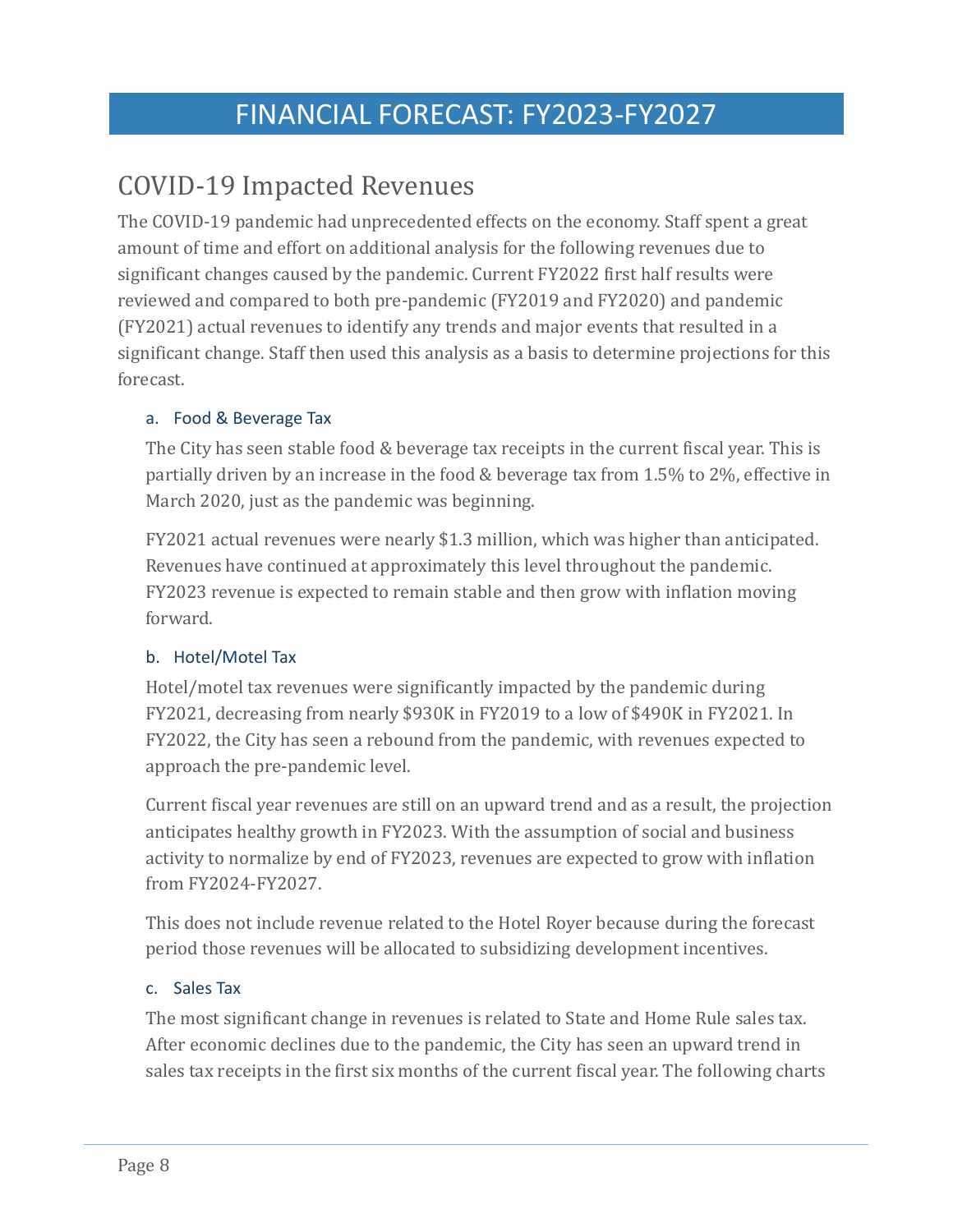# FINANCIAL FORECAST: FY2023-FY2027

## COVID-19 Impacted Revenues

The COVID-19 pandemic had unprecedented effects on the economy. Staff spent a great amount of time and effort on additional analysis for the following revenues due to significant changes caused by the pandemic. Current FY2022 first half results were reviewed and compared to both pre-pandemic (FY2019 and FY2020) and pandemic (FY2021) actual revenues to identify any trends and major events that resulted in a significant change. Staff then used this analysis as a basis to determine projections for this forecast.

### a. Food & Beverage Tax

The City has seen stable food & beverage tax receipts in the current fiscal year. This is partially driven by an increase in the food & beverage tax from 1.5% to 2%, effective in March 2020, just as the pandemic was beginning.

FY2021 actual revenues were nearly $1.3 million, which was higher than anticipated. Revenues have continued at approximately this level throughout the pandemic. FY2023 revenue is expected to remain stable and then grow with inflation moving forward.

### b. Hotel/Motel Tax

Hotel/motel tax revenues were significantly impacted by the pandemic during FY2021, decreasing from nearly $930K in FY2019 to a low of $490K in FY2021. In FY2022, the City has seen a rebound from the pandemic, with revenues expected to approach the pre-pandemic level.

Current fiscal year revenues are still on an upward trend and as a result, the projection anticipates healthy growth in FY2023. With the assumption of social and business activity to normalize by end of FY2023, revenues are expected to grow with inflation from FY2024-FY2027.

This does not include revenue related to the Hotel Royer because during the forecast period those revenues will be allocated to subsidizing development incentives.

### c. Sales Tax

The most significant change in revenues is related to State and Home Rule sales tax. After economic declines due to the pandemic, the City has seen an upward trend in sales tax receipts in the first six months of the current fiscal year. The following charts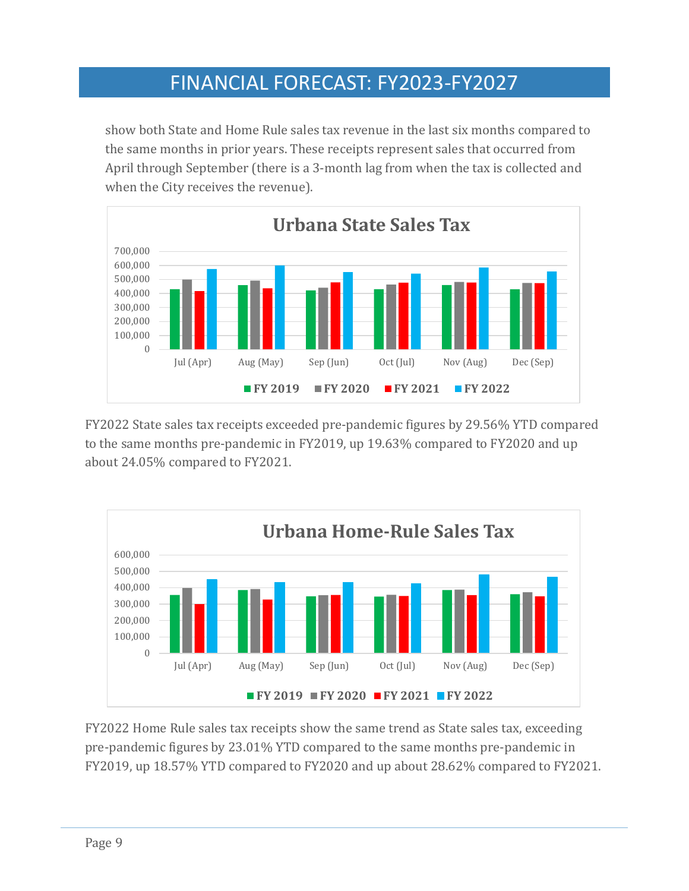show both State and Home Rule sales tax revenue in the last six months compared to the same months in prior years. These receipts represent sales that occurred from April through September (there is a 3-month lag from when the tax is collected and when the City receives the revenue).

**Urbana State Sales Tax**

FY2022 State sales tax receipts exceeded pre-pandemic figures by 29.56% YTD compared to the same months pre-pandemic in FY2019, up 19.63% compared to FY2020 and up about 24.05% compared to FY2021.

**Urbana Home-Rule Sales Tax**

FY2022 Home Rule sales tax receipts show the same trend as State sales tax, exceeding pre-pandemic figures by 23.01% YTD compared to the same months pre-pandemic in FY2019, up 18.57% YTD compared to FY2020 and up about 28.62% compared to FY2021.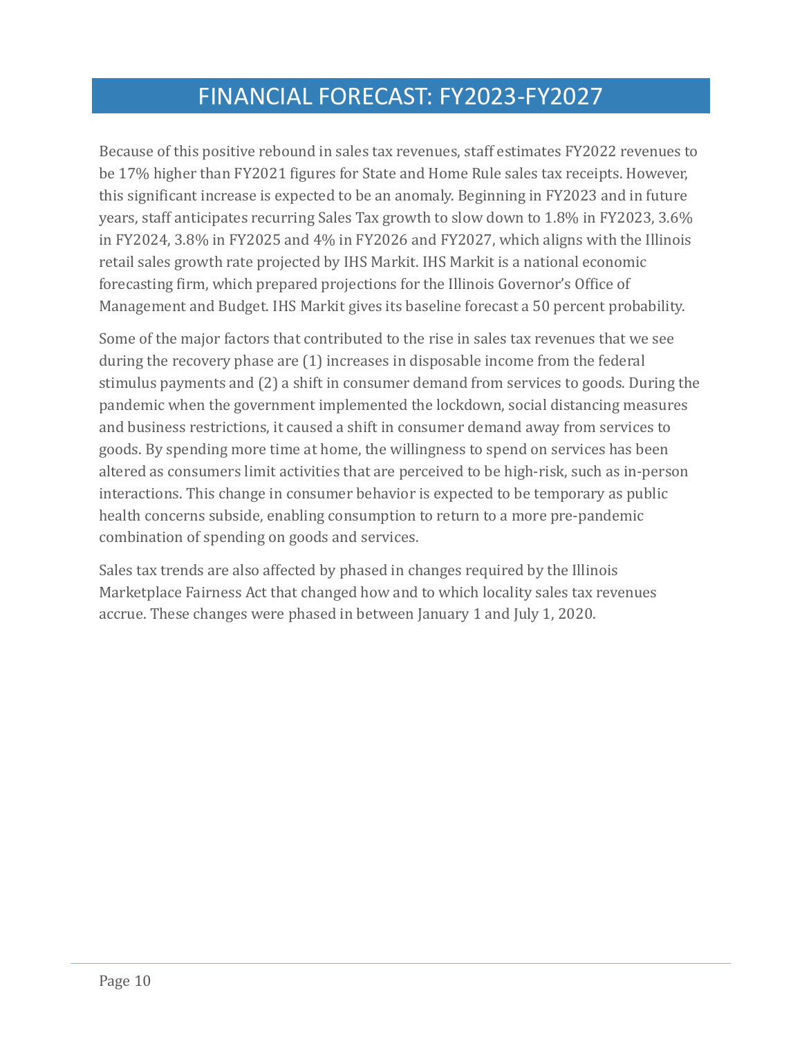# FINANCIAL FORECAST: FY2023-FY2027

Because of this positive rebound in sales tax revenues, staff estimates FY2022 revenues to be 17% higher than FY2021 figures for State and Home Rule sales tax receipts. However, this significant increase is expected to be an anomaly. Beginning in FY2023 and in future years, staff anticipates recurring Sales Tax growth to slow down to 1.8% in FY2023, 3.6% in FY2024, 3.8% in FY2025 and 4% in FY2026 and FY2027, which aligns with the Illinois retail sales growth rate projected by IHS Markit. IHS Markit is a national economic forecasting firm, which prepared projections for the Illinois Governor's Office of Management and Budget. IHS Markit gives its baseline forecast a 50 percent probability.

Some of the major factors that contributed to the rise in sales tax revenues that we see during the recovery phase are (1) increases in disposable income from the federal stimulus payments and (2) a shift in consumer demand from services to goods. During the pandemic when the government implemented the lockdown, social distancing measures and business restrictions, it caused a shift in consumer demand away from services to goods. By spending more time at home, the willingness to spend on services has been altered as consumers limit activities that are perceived to be high-risk, such as in-person interactions. This change in consumer behavior is expected to be temporary as public health concerns subside, enabling consumption to return to a more pre-pandemic combination of spending on goods and services.

Sales tax trends are also affected by phased in changes required by the Illinois Marketplace Fairness Act that changed how and to which locality sales tax revenues accrue. These changes were phased in between January 1 and July 1, 2020.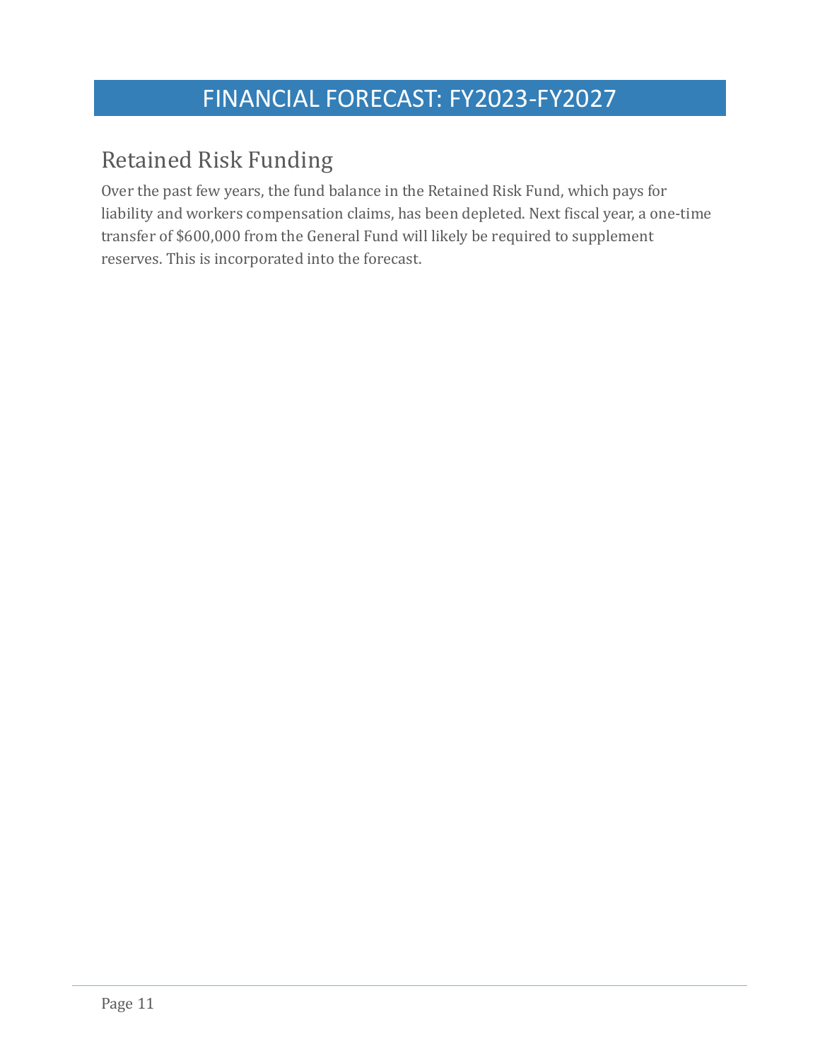# FINANCIAL FORECAST: FY2023-FY2027

## Retained Risk Funding

Over the past few years, the fund balance in the Retained Risk Fund, which pays for liability and workers compensation claims, has been depleted. Next fiscal year, a one-time transfer of $600,000 from the General Fund will likely be required to supplement reserves. This is incorporated into the forecast.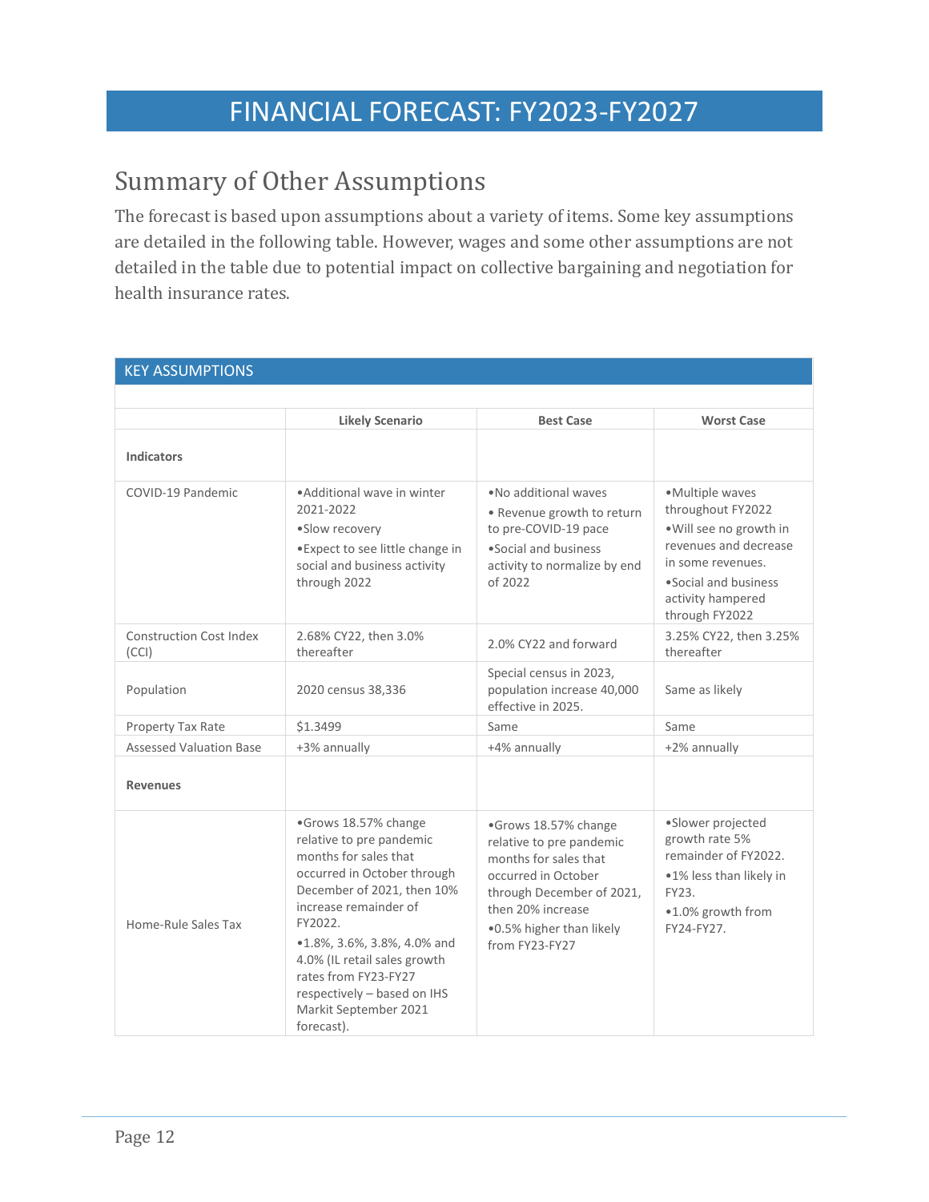# FINANCIAL FORECAST: FY2023-FY2027

## Summary of Other Assumptions

The forecast is based upon assumptions about a variety of items. Some key assumptions are detailed in the following table. However, wages and some other assumptions are not detailed in the table due to potential impact on collective bargaining and negotiation for health insurance rates.

**KEY ASSUMPTIONS**

| | Likely Scenario | Best Case | Worst Case |
|---|---|---|---|
| **Indicators** | | | |
| COVID-19 Pandemic | •Additional wave in winter 2021-2022<br>•Slow recovery<br>•Expect to see little change in social and business activity through 2022 | •No additional waves<br>• Revenue growth to return to pre-COVID-19 pace<br>•Social and business activity to normalize by end of 2022 | •Multiple waves throughout FY2022<br>•Will see no growth in revenues and decrease in some revenues.<br>•Social and business activity hampered through FY2022 |
| Construction Cost Index (CCI) | 2.68% CY22, then 3.0% thereafter | 2.0% CY22 and forward | 3.25% CY22, then 3.25% thereafter |
| Population | 2020 census 38,336 | Special census in 2023, population increase 40,000 effective in 2025. | Same as likely |
| Property Tax Rate | $1.3499 | Same | Same |
| Assessed Valuation Base | +3% annually | +4% annually | +2% annually |
| **Revenues** | | | |
| Home-Rule Sales Tax | •Grows 18.57% change relative to pre pandemic months for sales that occurred in October through December of 2021, then 10% increase remainder of FY2022.<br>•1.8%, 3.6%, 3.8%, 4.0% and 4.0% (IL retail sales growth rates from FY23-FY27 respectively – based on IHS Markit September 2021 forecast). | •Grows 18.57% change relative to pre pandemic months for sales that occurred in October through December of 2021, then 20% increase<br>•0.5% higher than likely from FY23-FY27 | •Slower projected growth rate 5% remainder of FY2022.<br>•1% less than likely in FY23.<br>•1.0% growth from FY24-FY27. |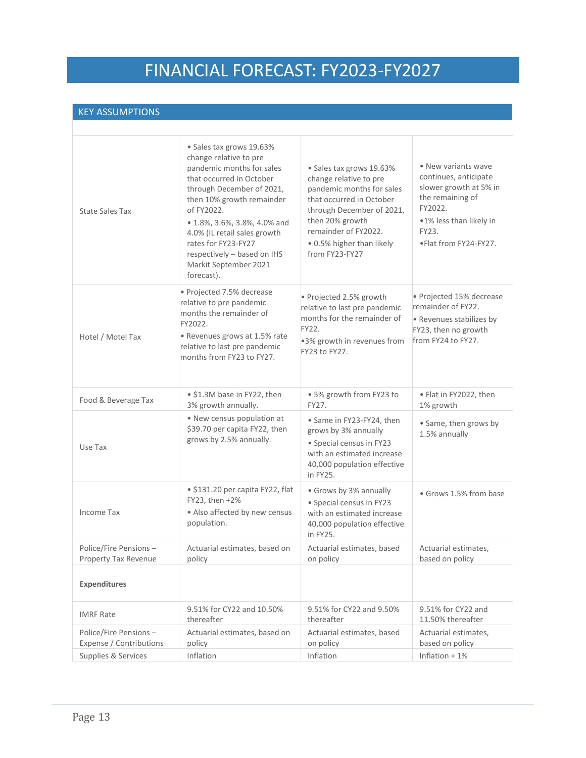# FINANCIAL FORECAST: FY2023-FY2027

## KEY ASSUMPTIONS

| | | | |
|---|---|---|---|
| State Sales Tax | • Sales tax grows 19.63% change relative to pre pandemic months for sales that occurred in October through December of 2021, then 10% growth remainder of FY2022.<br>• 1.8%, 3.6%, 3.8%, 4.0% and 4.0% (IL retail sales growth rates for FY23-FY27 respectively – based on IHS Markit September 2021 forecast). | • Sales tax grows 19.63% change relative to pre pandemic months for sales that occurred in October through December of 2021, then 20% growth remainder of FY2022.<br>• 0.5% higher than likely from FY23-FY27 | • New variants wave continues, anticipate slower growth at 5% in the remaining of FY2022.<br>•1% less than likely in FY23.<br>•Flat from FY24-FY27. |
| Hotel / Motel Tax | • Projected 7.5% decrease relative to pre pandemic months the remainder of FY2022.<br>• Revenues grows at 1.5% rate relative to last pre pandemic months from FY23 to FY27. | • Projected 2.5% growth relative to last pre pandemic months for the remainder of FY22.<br>•3% growth in revenues from FY23 to FY27. | • Projected 15% decrease remainder of FY22.<br>• Revenues stabilizes by FY23, then no growth from FY24 to FY27. |
| Food & Beverage Tax | • $1.3M base in FY22, then 3% growth annually. | • 5% growth from FY23 to FY27. | • Flat in FY2022, then 1% growth |
| Use Tax | • New census population at $39.70 per capita FY22, then grows by 2.5% annually. | • Same in FY23-FY24, then grows by 3% annually<br>• Special census in FY23 with an estimated increase 40,000 population effective in FY25. | • Same, then grows by 1.5% annually |
| Income Tax | • $131.20 per capita FY22, flat FY23, then +2%<br>• Also affected by new census population. | • Grows by 3% annually<br>• Special census in FY23 with an estimated increase 40,000 population effective in FY25. | • Grows 1.5% from base |
| Police/Fire Pensions – Property Tax Revenue | Actuarial estimates, based on policy | Actuarial estimates, based on policy | Actuarial estimates, based on policy |
| **Expenditures** | | | |
| IMRF Rate | 9.51% for CY22 and 10.50% thereafter | 9.51% for CY22 and 9.50% thereafter | 9.51% for CY22 and 11.50% thereafter |
| Police/Fire Pensions – Expense / Contributions | Actuarial estimates, based on policy | Actuarial estimates, based on policy | Actuarial estimates, based on policy |
| Supplies & Services | Inflation | Inflation | Inflation + 1% |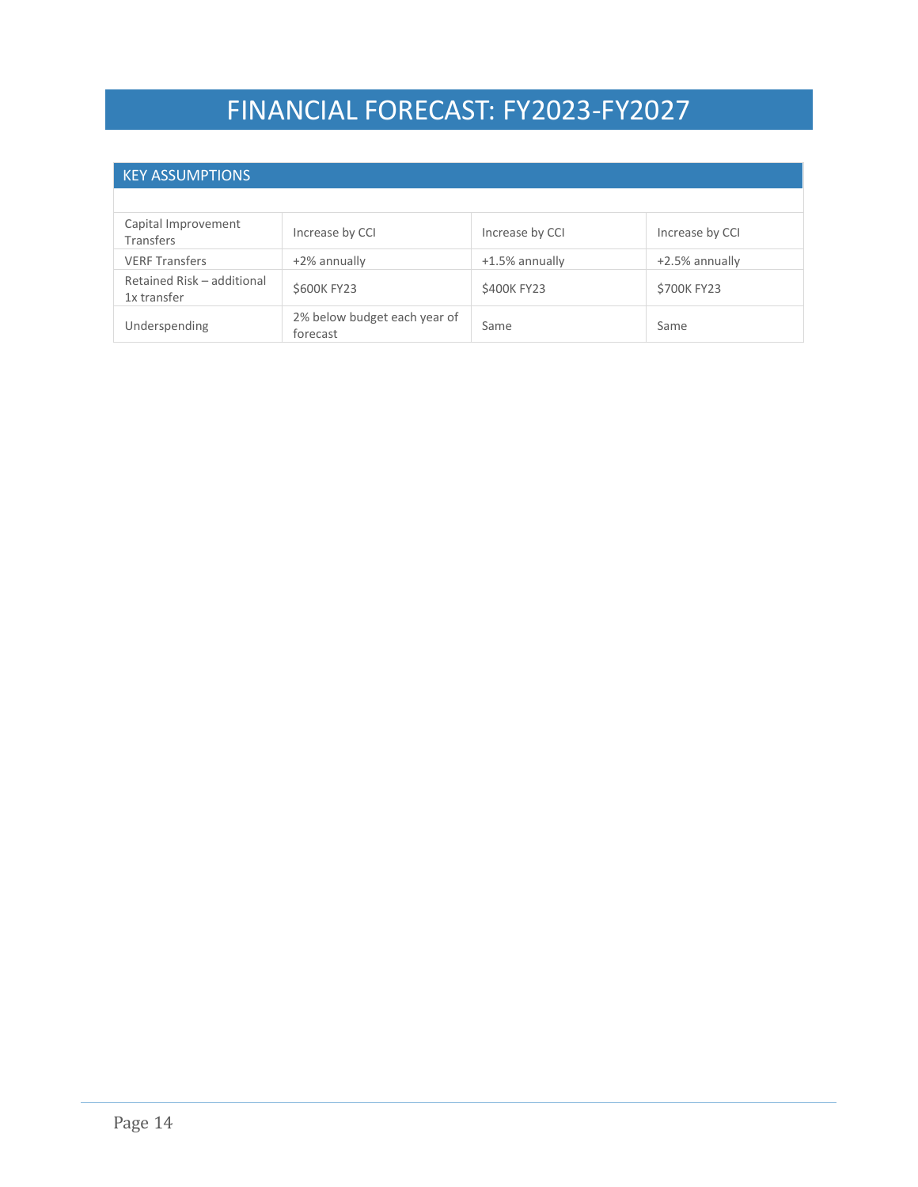# FINANCIAL FORECAST: FY2023-FY2027

## KEY ASSUMPTIONS

| | | | |
|---|---|---|---|
| Capital Improvement Transfers | Increase by CCI | Increase by CCI | Increase by CCI |
| VERF Transfers | +2% annually | +1.5% annually | +2.5% annually |
| Retained Risk – additional 1x transfer | $600K FY23 | $400K FY23 | $700K FY23 |
| Underspending | 2% below budget each year of forecast | Same | Same |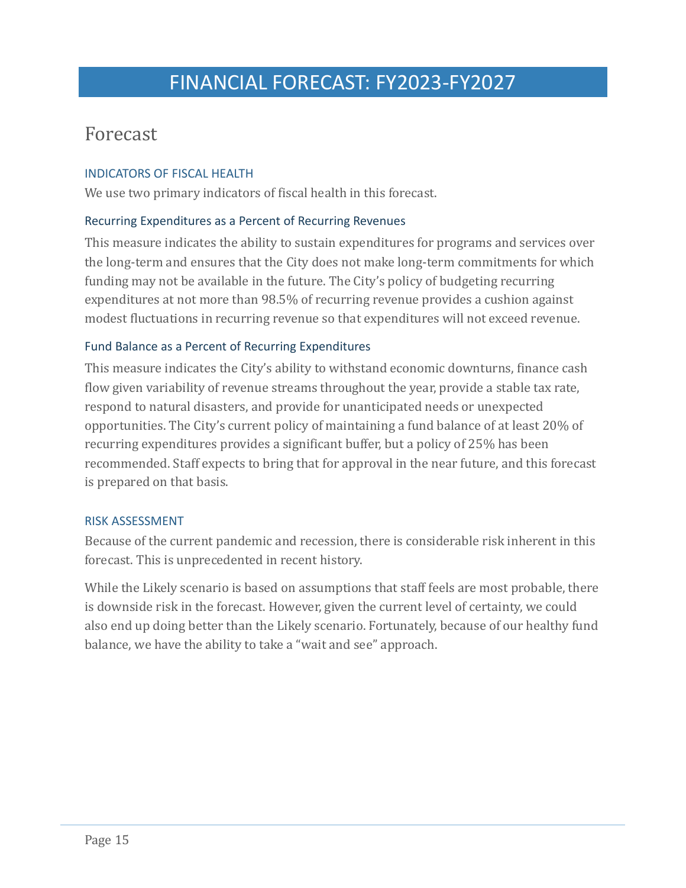# FINANCIAL FORECAST: FY2023-FY2027

## Forecast

### INDICATORS OF FISCAL HEALTH

We use two primary indicators of fiscal health in this forecast.

#### Recurring Expenditures as a Percent of Recurring Revenues

This measure indicates the ability to sustain expenditures for programs and services over the long-term and ensures that the City does not make long-term commitments for which funding may not be available in the future. The City's policy of budgeting recurring expenditures at not more than 98.5% of recurring revenue provides a cushion against modest fluctuations in recurring revenue so that expenditures will not exceed revenue.

#### Fund Balance as a Percent of Recurring Expenditures

This measure indicates the City's ability to withstand economic downturns, finance cash flow given variability of revenue streams throughout the year, provide a stable tax rate, respond to natural disasters, and provide for unanticipated needs or unexpected opportunities. The City's current policy of maintaining a fund balance of at least 20% of recurring expenditures provides a significant buffer, but a policy of 25% has been recommended. Staff expects to bring that for approval in the near future, and this forecast is prepared on that basis.

### RISK ASSESSMENT

Because of the current pandemic and recession, there is considerable risk inherent in this forecast. This is unprecedented in recent history.

While the Likely scenario is based on assumptions that staff feels are most probable, there is downside risk in the forecast. However, given the current level of certainty, we could also end up doing better than the Likely scenario. Fortunately, because of our healthy fund balance, we have the ability to take a "wait and see" approach.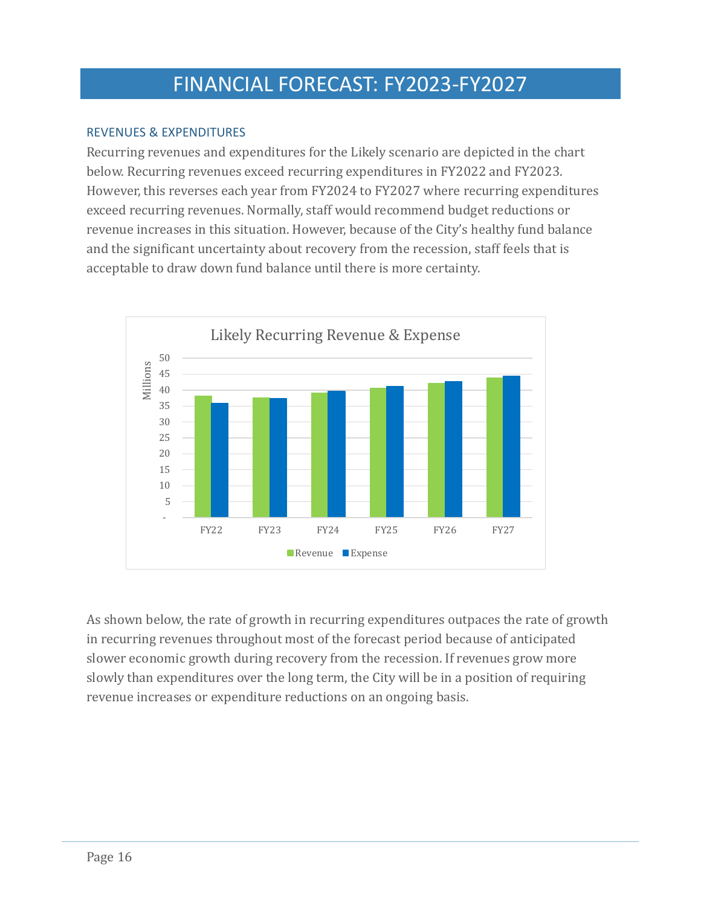# FINANCIAL FORECAST: FY2023-FY2027

## REVENUES & EXPENDITURES

Recurring revenues and expenditures for the Likely scenario are depicted in the chart below. Recurring revenues exceed recurring expenditures in FY2022 and FY2023. However, this reverses each year from FY2024 to FY2027 where recurring expenditures exceed recurring revenues. Normally, staff would recommend budget reductions or revenue increases in this situation. However, because of the City's healthy fund balance and the significant uncertainty about recovery from the recession, staff feels that is acceptable to draw down fund balance until there is more certainty.

As shown below, the rate of growth in recurring expenditures outpaces the rate of growth in recurring revenues throughout most of the forecast period because of anticipated slower economic growth during recovery from the recession. If revenues grow more slowly than expenditures over the long term, the City will be in a position of requiring revenue increases or expenditure reductions on an ongoing basis.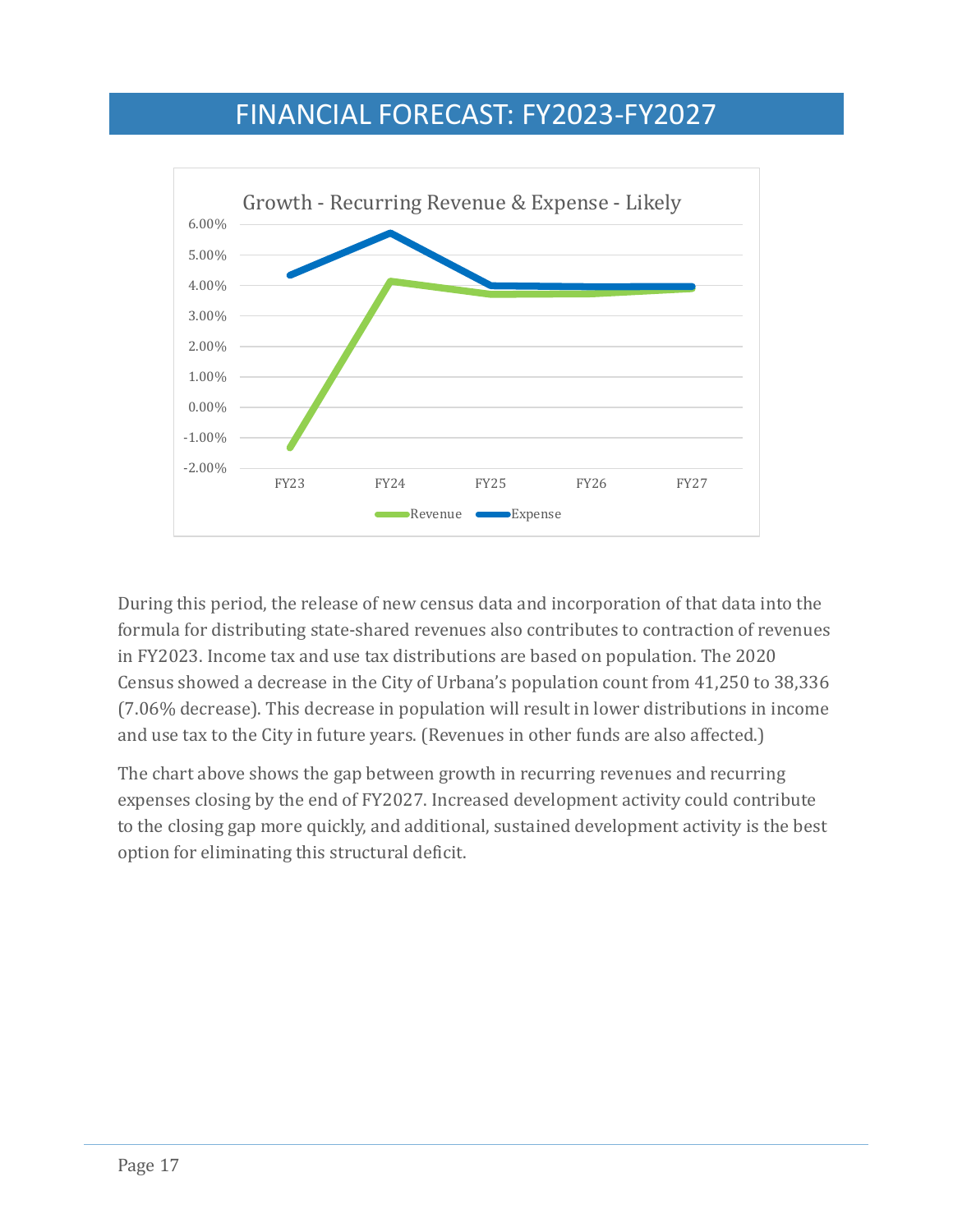# FINANCIAL FORECAST: FY2023-FY2027

During this period, the release of new census data and incorporation of that data into the formula for distributing state-shared revenues also contributes to contraction of revenues in FY2023. Income tax and use tax distributions are based on population. The 2020 Census showed a decrease in the City of Urbana's population count from 41,250 to 38,336 (7.06% decrease). This decrease in population will result in lower distributions in income and use tax to the City in future years. (Revenues in other funds are also affected.)

The chart above shows the gap between growth in recurring revenues and recurring expenses closing by the end of FY2027. Increased development activity could contribute to the closing gap more quickly, and additional, sustained development activity is the best option for eliminating this structural deficit.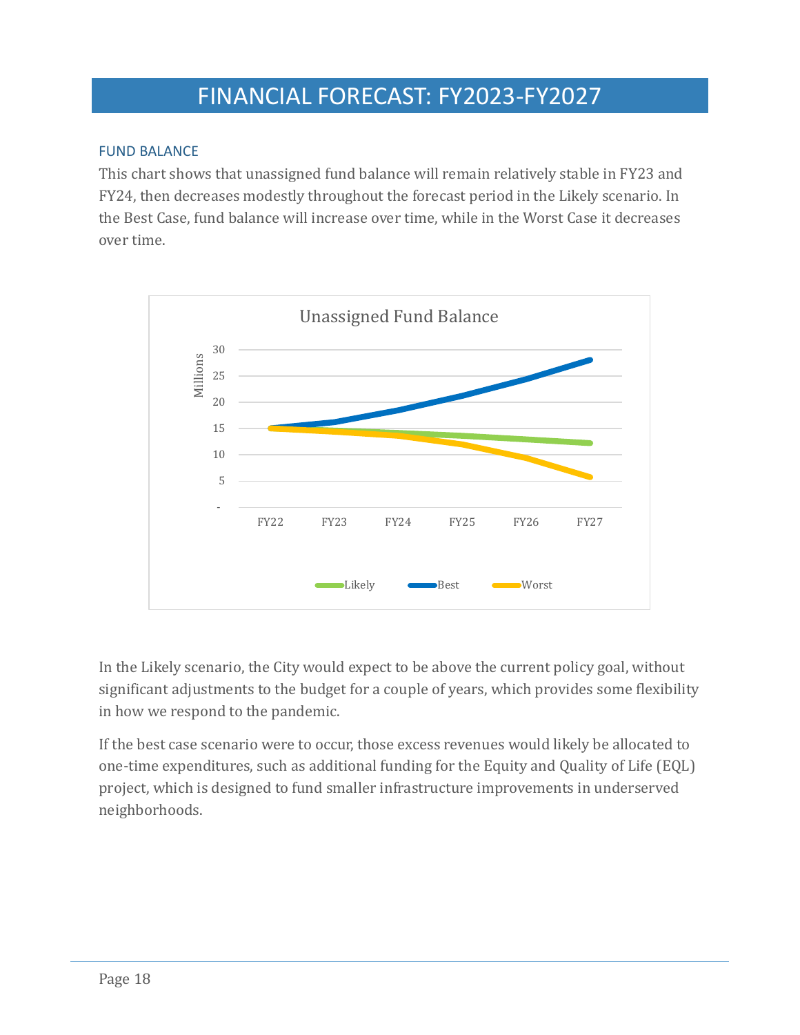# FINANCIAL FORECAST: FY2023-FY2027

## FUND BALANCE

This chart shows that unassigned fund balance will remain relatively stable in FY23 and FY24, then decreases modestly throughout the forecast period in the Likely scenario. In the Best Case, fund balance will increase over time, while in the Worst Case it decreases over time.

In the Likely scenario, the City would expect to be above the current policy goal, without significant adjustments to the budget for a couple of years, which provides some flexibility in how we respond to the pandemic.

If the best case scenario were to occur, those excess revenues would likely be allocated to one-time expenditures, such as additional funding for the Equity and Quality of Life (EQL) project, which is designed to fund smaller infrastructure improvements in underserved neighborhoods.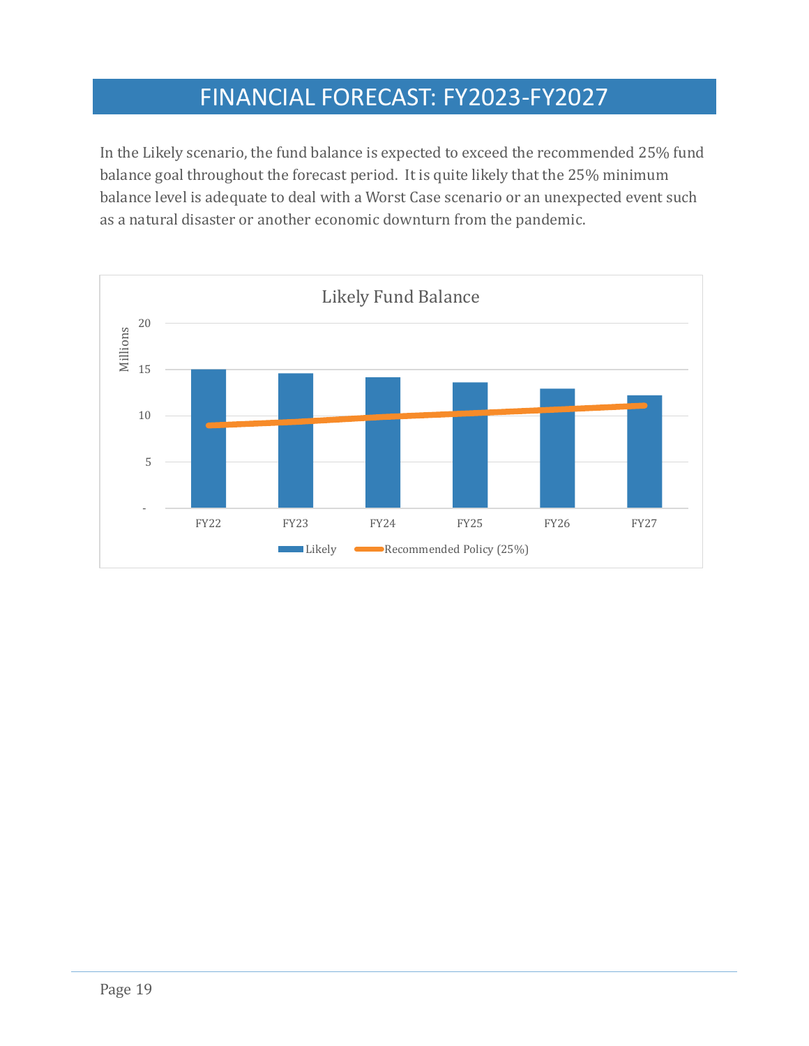# FINANCIAL FORECAST: FY2023-FY2027

In the Likely scenario, the fund balance is expected to exceed the recommended 25% fund balance goal throughout the forecast period. It is quite likely that the 25% minimum balance level is adequate to deal with a Worst Case scenario or an unexpected event such as a natural disaster or another economic downturn from the pandemic.

Likely Fund Balance

Millions

20
15
10
5
-

FY22 FY23 FY24 FY25 FY26 FY27

Likely    Recommended Policy (25%)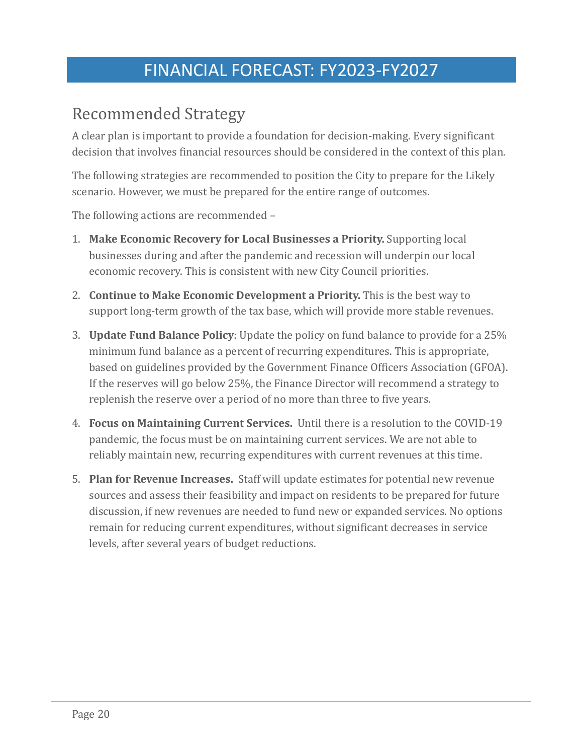# FINANCIAL FORECAST: FY2023-FY2027

## Recommended Strategy

A clear plan is important to provide a foundation for decision-making. Every significant decision that involves financial resources should be considered in the context of this plan.

The following strategies are recommended to position the City to prepare for the Likely scenario. However, we must be prepared for the entire range of outcomes.

The following actions are recommended –

1. **Make Economic Recovery for Local Businesses a Priority.** Supporting local businesses during and after the pandemic and recession will underpin our local economic recovery. This is consistent with new City Council priorities.
2. **Continue to Make Economic Development a Priority.** This is the best way to support long-term growth of the tax base, which will provide more stable revenues.
3. **Update Fund Balance Policy**: Update the policy on fund balance to provide for a 25% minimum fund balance as a percent of recurring expenditures. This is appropriate, based on guidelines provided by the Government Finance Officers Association (GFOA). If the reserves will go below 25%, the Finance Director will recommend a strategy to replenish the reserve over a period of no more than three to five years.
4. **Focus on Maintaining Current Services.** Until there is a resolution to the COVID-19 pandemic, the focus must be on maintaining current services. We are not able to reliably maintain new, recurring expenditures with current revenues at this time.
5. **Plan for Revenue Increases.** Staff will update estimates for potential new revenue sources and assess their feasibility and impact on residents to be prepared for future discussion, if new revenues are needed to fund new or expanded services. No options remain for reducing current expenditures, without significant decreases in service levels, after several years of budget reductions.